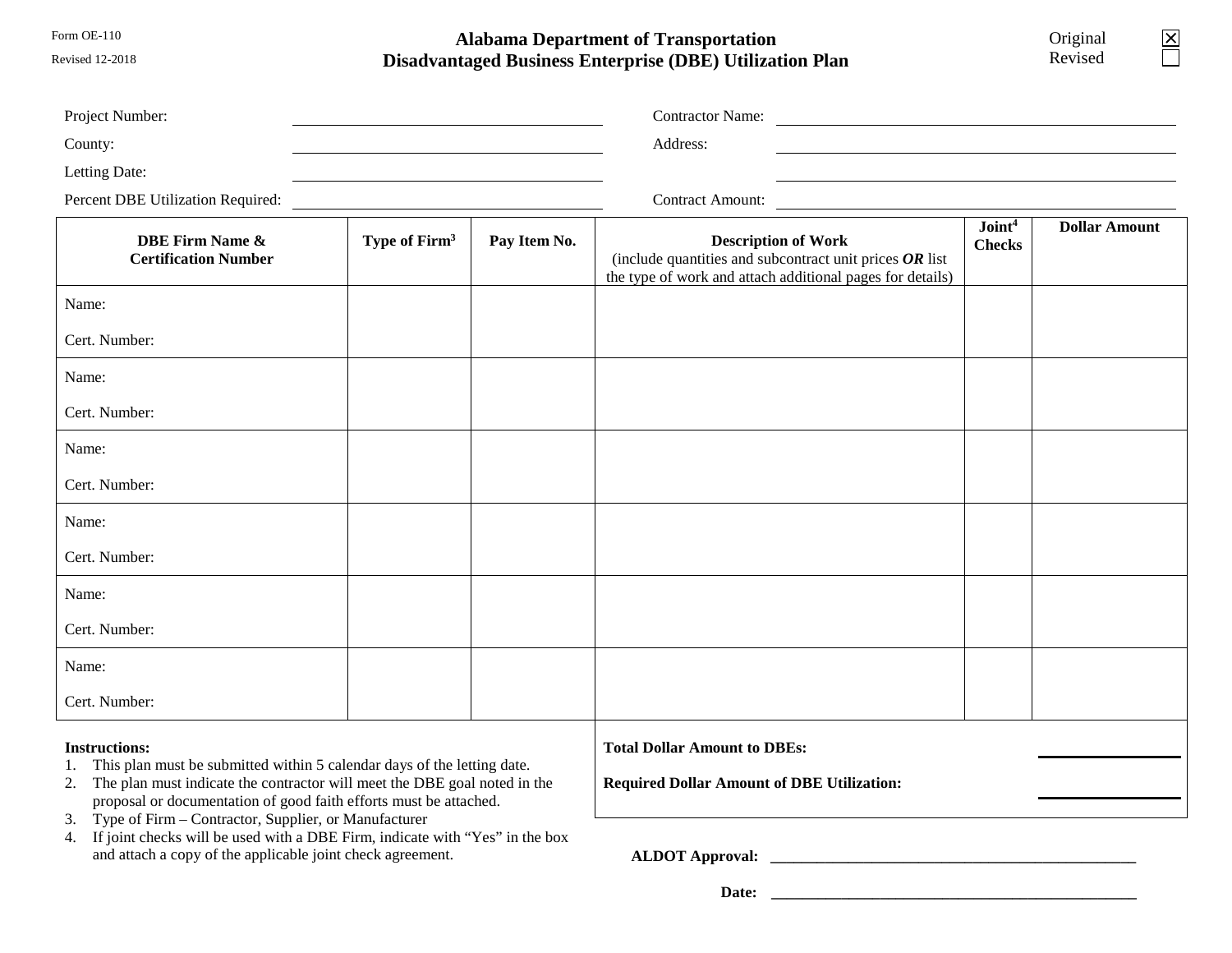Form OE-110

Revised 12-2018

# Alabama Department of Transportation
# Disadvantaged Business Enterprise (DBE) Utilization Plan

Original ☒
Revised ☐

Project Number: ______________________

County: ______________________

Letting Date: ______________________

Percent DBE Utilization Required: ______________________

Contractor Name: ______________________

Address: ______________________

______________________

Contract Amount: ______________________

| DBE Firm Name & Certification Number | Type of Firm[3] | Pay Item No. | Description of Work (include quantities and subcontract unit prices ***OR*** list the type of work and attach additional pages for details) | Joint[4] Checks | Dollar Amount |
|---|---|---|---|---|---|
| Name:<br>Cert. Number: | | | | | |
| Name:<br>Cert. Number: | | | | | |
| Name:<br>Cert. Number: | | | | | |
| Name:<br>Cert. Number: | | | | | |
| Name:<br>Cert. Number: | | | | | |
| Name:<br>Cert. Number: | | | | | |

**Total Dollar Amount to DBEs:** ______________________

**Required Dollar Amount of DBE Utilization:** ______________________

**Instructions:**

1. This plan must be submitted within 5 calendar days of the letting date.
2. The plan must indicate the contractor will meet the DBE goal noted in the proposal or documentation of good faith efforts must be attached.
3. Type of Firm – Contractor, Supplier, or Manufacturer
4. If joint checks will be used with a DBE Firm, indicate with "Yes" in the box and attach a copy of the applicable joint check agreement.

**ALDOT Approval:** ______________________

**Date:** ______________________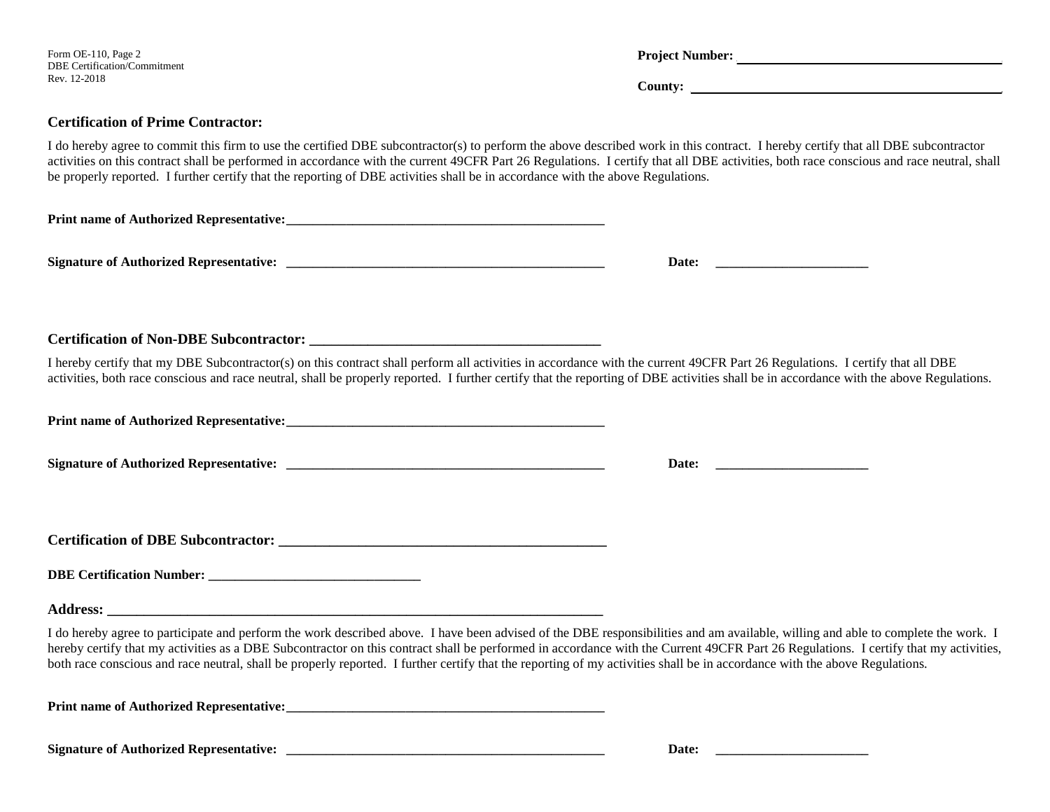Form OE-110, Page 2
DBE Certification/Commitment
Rev. 12-2018

**Project Number:** ________________________________________

**County:** ________________________________________

### Certification of Prime Contractor:

I do hereby agree to commit this firm to use the certified DBE subcontractor(s) to perform the above described work in this contract. I hereby certify that all DBE subcontractor activities on this contract shall be performed in accordance with the current 49CFR Part 26 Regulations. I certify that all DBE activities, both race conscious and race neutral, shall be properly reported. I further certify that the reporting of DBE activities shall be in accordance with the above Regulations.

**Print name of Authorized Representative:**_________________________________________________

**Signature of Authorized Representative:** _________________________________________________ **Date:** _______________________

### Certification of Non-DBE Subcontractor: ___________________________________________

I hereby certify that my DBE Subcontractor(s) on this contract shall perform all activities in accordance with the current 49CFR Part 26 Regulations. I certify that all DBE activities, both race conscious and race neutral, shall be properly reported. I further certify that the reporting of DBE activities shall be in accordance with the above Regulations.

**Print name of Authorized Representative:**_________________________________________________

**Signature of Authorized Representative:** _________________________________________________ **Date:** _______________________

### Certification of DBE Subcontractor: ________________________________________________

**DBE Certification Number:** _________________________________

**Address:** __________________________________________________________________________

I do hereby agree to participate and perform the work described above. I have been advised of the DBE responsibilities and am available, willing and able to complete the work. I hereby certify that my activities as a DBE Subcontractor on this contract shall be performed in accordance with the Current 49CFR Part 26 Regulations. I certify that my activities, both race conscious and race neutral, shall be properly reported. I further certify that the reporting of my activities shall be in accordance with the above Regulations.

**Print name of Authorized Representative:**_________________________________________________

**Signature of Authorized Representative:** _________________________________________________ **Date:** _______________________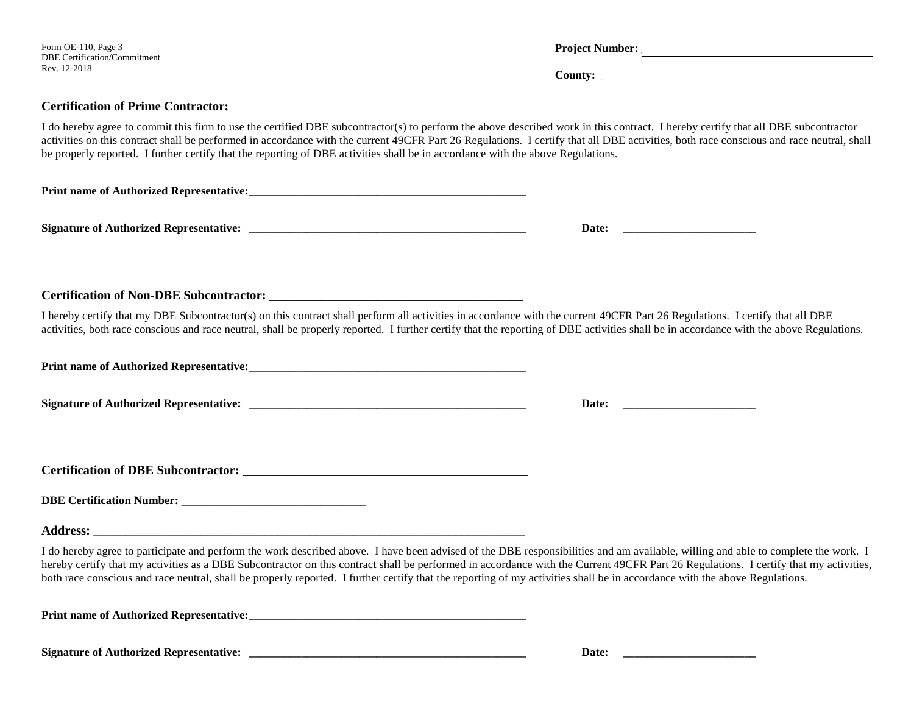Form OE-110, Page 3
DBE Certification/Commitment
Rev. 12-2018

**Project Number:** ________________________________________

**County:** ________________________________________

### Certification of Prime Contractor:

I do hereby agree to commit this firm to use the certified DBE subcontractor(s) to perform the above described work in this contract. I hereby certify that all DBE subcontractor activities on this contract shall be performed in accordance with the current 49CFR Part 26 Regulations. I certify that all DBE activities, both race conscious and race neutral, shall be properly reported. I further certify that the reporting of DBE activities shall be in accordance with the above Regulations.

**Print name of Authorized Representative:**________________________________________________

**Signature of Authorized Representative:** ________________________________________________ **Date:** ______________________

### Certification of Non-DBE Subcontractor: ________________________________________

I hereby certify that my DBE Subcontractor(s) on this contract shall perform all activities in accordance with the current 49CFR Part 26 Regulations. I certify that all DBE activities, both race conscious and race neutral, shall be properly reported. I further certify that the reporting of DBE activities shall be in accordance with the above Regulations.

**Print name of Authorized Representative:**________________________________________________

**Signature of Authorized Representative:** ________________________________________________ **Date:** ______________________

### Certification of DBE Subcontractor: ______________________________________________

**DBE Certification Number:** ______________________________

**Address:** ______________________________________________________________________

I do hereby agree to participate and perform the work described above. I have been advised of the DBE responsibilities and am available, willing and able to complete the work. I hereby certify that my activities as a DBE Subcontractor on this contract shall be performed in accordance with the Current 49CFR Part 26 Regulations. I certify that my activities, both race conscious and race neutral, shall be properly reported. I further certify that the reporting of my activities shall be in accordance with the above Regulations.

**Print name of Authorized Representative:**________________________________________________

**Signature of Authorized Representative:** ________________________________________________ **Date:** ______________________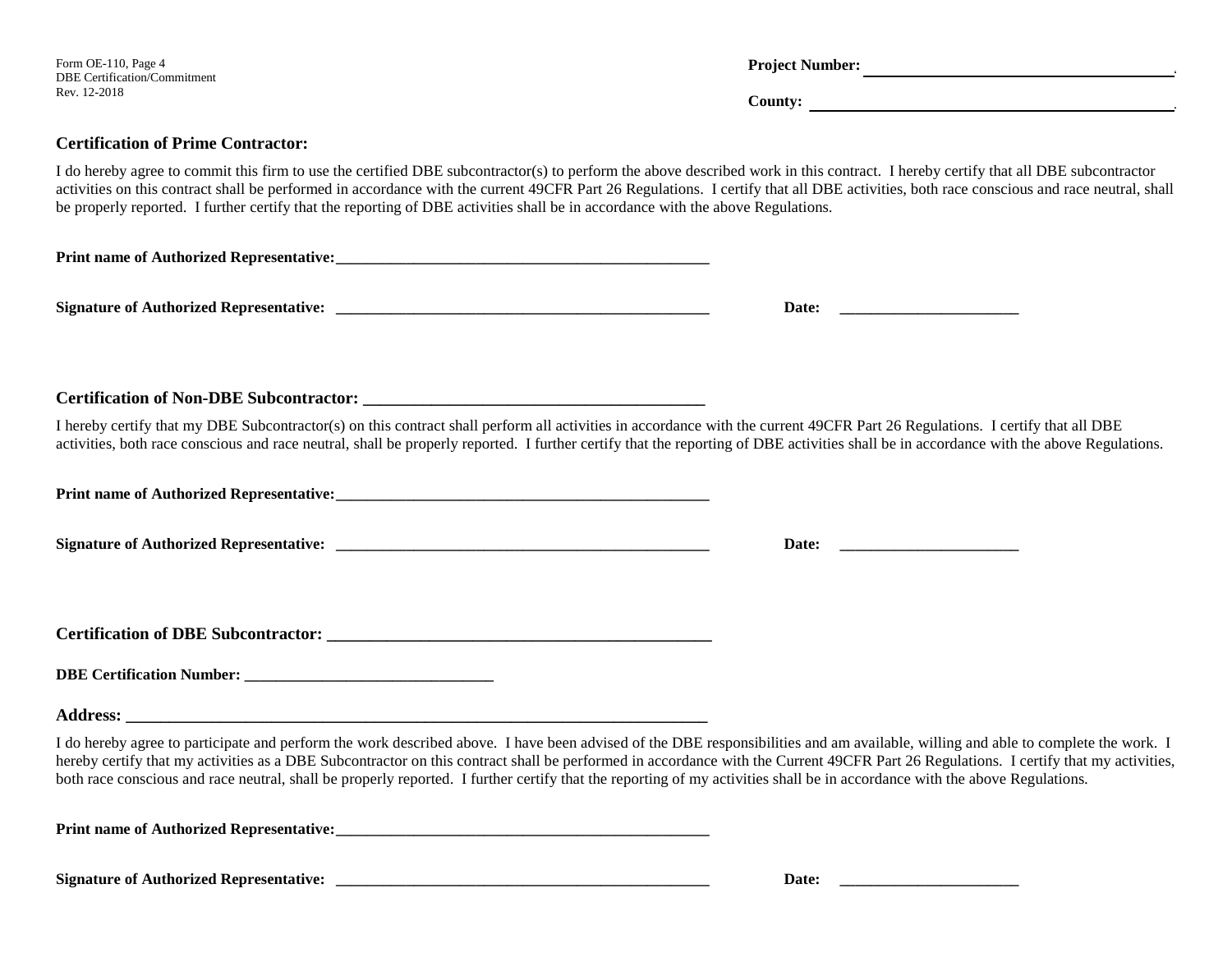Form OE-110, Page 4
DBE Certification/Commitment
Rev. 12-2018

**Project Number:** ________________________________________

**County:** ________________________________________

**Certification of Prime Contractor:**

I do hereby agree to commit this firm to use the certified DBE subcontractor(s) to perform the above described work in this contract. I hereby certify that all DBE subcontractor activities on this contract shall be performed in accordance with the current 49CFR Part 26 Regulations. I certify that all DBE activities, both race conscious and race neutral, shall be properly reported. I further certify that the reporting of DBE activities shall be in accordance with the above Regulations.

**Print name of Authorized Representative:**_________________________________________________

**Signature of Authorized Representative:** _________________________________________________ **Date:** ______________________

**Certification of Non-DBE Subcontractor:** ________________________________________

I hereby certify that my DBE Subcontractor(s) on this contract shall perform all activities in accordance with the current 49CFR Part 26 Regulations. I certify that all DBE activities, both race conscious and race neutral, shall be properly reported. I further certify that the reporting of DBE activities shall be in accordance with the above Regulations.

**Print name of Authorized Representative:**_________________________________________________

**Signature of Authorized Representative:** _________________________________________________ **Date:** ______________________

**Certification of DBE Subcontractor:** _______________________________________________

**DBE Certification Number:** _______________________________

**Address:** _______________________________________________________________________

I do hereby agree to participate and perform the work described above. I have been advised of the DBE responsibilities and am available, willing and able to complete the work. I hereby certify that my activities as a DBE Subcontractor on this contract shall be performed in accordance with the Current 49CFR Part 26 Regulations. I certify that my activities, both race conscious and race neutral, shall be properly reported. I further certify that the reporting of my activities shall be in accordance with the above Regulations.

**Print name of Authorized Representative:**_________________________________________________

**Signature of Authorized Representative:** _________________________________________________ **Date:** ______________________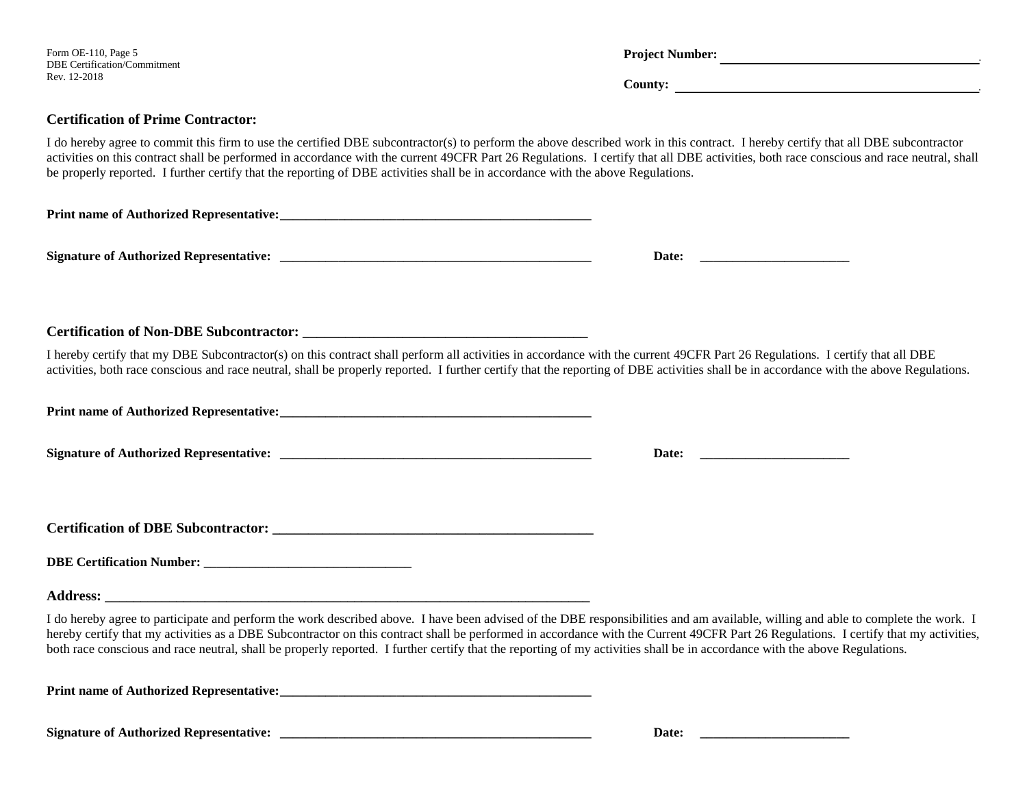Form OE-110, Page 5
DBE Certification/Commitment
Rev. 12-2018

**Project Number:** ________________________________________

**County:** ________________________________________

### Certification of Prime Contractor:

I do hereby agree to commit this firm to use the certified DBE subcontractor(s) to perform the above described work in this contract. I hereby certify that all DBE subcontractor activities on this contract shall be performed in accordance with the current 49CFR Part 26 Regulations. I certify that all DBE activities, both race conscious and race neutral, shall be properly reported. I further certify that the reporting of DBE activities shall be in accordance with the above Regulations.

**Print name of Authorized Representative:**_________________________________________________

**Signature of Authorized Representative:** _________________________________________________ **Date:** _______________________

### Certification of Non-DBE Subcontractor: __________________________________________

I hereby certify that my DBE Subcontractor(s) on this contract shall perform all activities in accordance with the current 49CFR Part 26 Regulations. I certify that all DBE activities, both race conscious and race neutral, shall be properly reported. I further certify that the reporting of DBE activities shall be in accordance with the above Regulations.

**Print name of Authorized Representative:**_________________________________________________

**Signature of Authorized Representative:** _________________________________________________ **Date:** _______________________

### Certification of DBE Subcontractor: _______________________________________________

**DBE Certification Number:** ________________________________

**Address:** ___________________________________________________________________________

I do hereby agree to participate and perform the work described above. I have been advised of the DBE responsibilities and am available, willing and able to complete the work. I hereby certify that my activities as a DBE Subcontractor on this contract shall be performed in accordance with the Current 49CFR Part 26 Regulations. I certify that my activities, both race conscious and race neutral, shall be properly reported. I further certify that the reporting of my activities shall be in accordance with the above Regulations.

**Print name of Authorized Representative:**_________________________________________________

**Signature of Authorized Representative:** _________________________________________________ **Date:** _______________________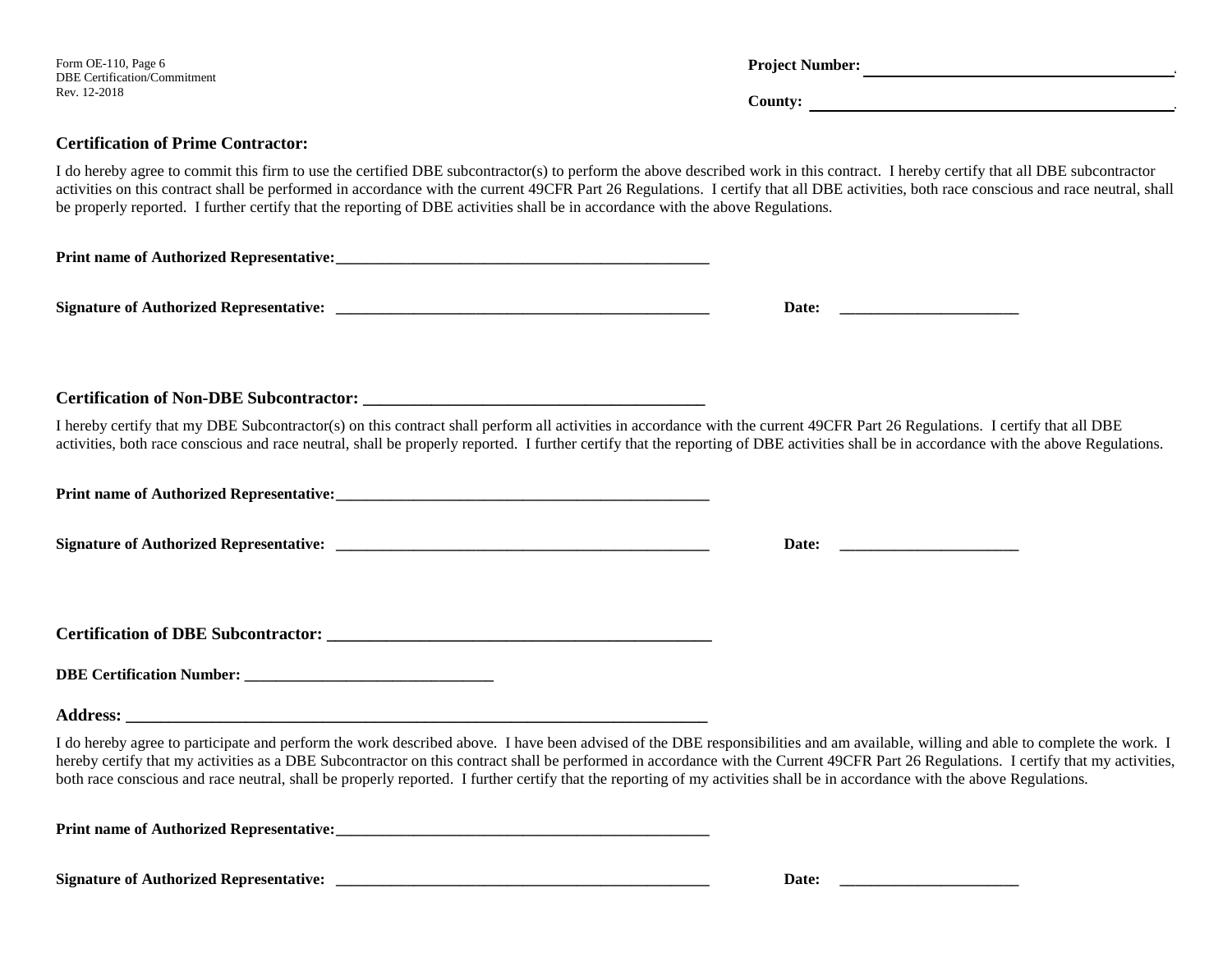Form OE-110, Page 6
DBE Certification/Commitment
Rev. 12-2018

**Project Number:** ________________________________________

**County:** ________________________________________

**Certification of Prime Contractor:**

I do hereby agree to commit this firm to use the certified DBE subcontractor(s) to perform the above described work in this contract. I hereby certify that all DBE subcontractor activities on this contract shall be performed in accordance with the current 49CFR Part 26 Regulations. I certify that all DBE activities, both race conscious and race neutral, shall be properly reported. I further certify that the reporting of DBE activities shall be in accordance with the above Regulations.

**Print name of Authorized Representative:**________________________________________________

**Signature of Authorized Representative:** ________________________________________________ **Date:** ______________________

**Certification of Non-DBE Subcontractor:** ________________________________________

I hereby certify that my DBE Subcontractor(s) on this contract shall perform all activities in accordance with the current 49CFR Part 26 Regulations. I certify that all DBE activities, both race conscious and race neutral, shall be properly reported. I further certify that the reporting of DBE activities shall be in accordance with the above Regulations.

**Print name of Authorized Representative:**________________________________________________

**Signature of Authorized Representative:** ________________________________________________ **Date:** ______________________

**Certification of DBE Subcontractor:** ______________________________________________

**DBE Certification Number:** _______________________________

**Address:** ________________________________________________________________________

I do hereby agree to participate and perform the work described above. I have been advised of the DBE responsibilities and am available, willing and able to complete the work. I hereby certify that my activities as a DBE Subcontractor on this contract shall be performed in accordance with the Current 49CFR Part 26 Regulations. I certify that my activities, both race conscious and race neutral, shall be properly reported. I further certify that the reporting of my activities shall be in accordance with the above Regulations.

**Print name of Authorized Representative:**________________________________________________

**Signature of Authorized Representative:** ________________________________________________ **Date:** ______________________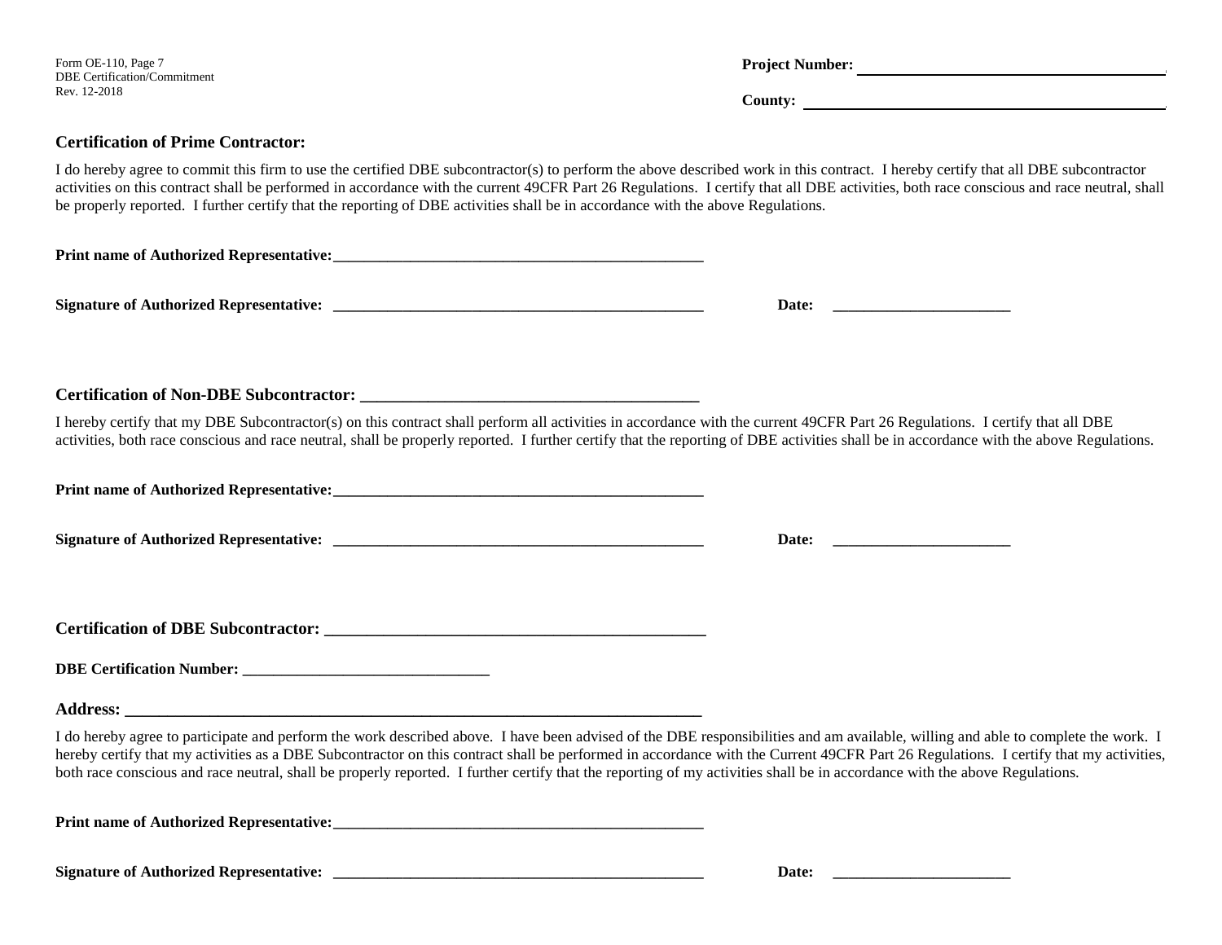Form OE-110, Page 7
DBE Certification/Commitment
Rev. 12-2018

**Project Number:** ____________________________________

**County:** ____________________________________

### Certification of Prime Contractor:

I do hereby agree to commit this firm to use the certified DBE subcontractor(s) to perform the above described work in this contract. I hereby certify that all DBE subcontractor activities on this contract shall be performed in accordance with the current 49CFR Part 26 Regulations. I certify that all DBE activities, both race conscious and race neutral, shall be properly reported. I further certify that the reporting of DBE activities shall be in accordance with the above Regulations.

**Print name of Authorized Representative:**________________________________________________

**Signature of Authorized Representative:** ________________________________________________ **Date:** ______________________

### Certification of Non-DBE Subcontractor: ________________________________________

I hereby certify that my DBE Subcontractor(s) on this contract shall perform all activities in accordance with the current 49CFR Part 26 Regulations. I certify that all DBE activities, both race conscious and race neutral, shall be properly reported. I further certify that the reporting of DBE activities shall be in accordance with the above Regulations.

**Print name of Authorized Representative:**________________________________________________

**Signature of Authorized Representative:** ________________________________________________ **Date:** ______________________

### Certification of DBE Subcontractor: ______________________________________________

**DBE Certification Number:** ______________________________

**Address:** ______________________________________________________________________

I do hereby agree to participate and perform the work described above. I have been advised of the DBE responsibilities and am available, willing and able to complete the work. I hereby certify that my activities as a DBE Subcontractor on this contract shall be performed in accordance with the Current 49CFR Part 26 Regulations. I certify that my activities, both race conscious and race neutral, shall be properly reported. I further certify that the reporting of my activities shall be in accordance with the above Regulations.

**Print name of Authorized Representative:**________________________________________________

**Signature of Authorized Representative:** ________________________________________________ **Date:** ______________________